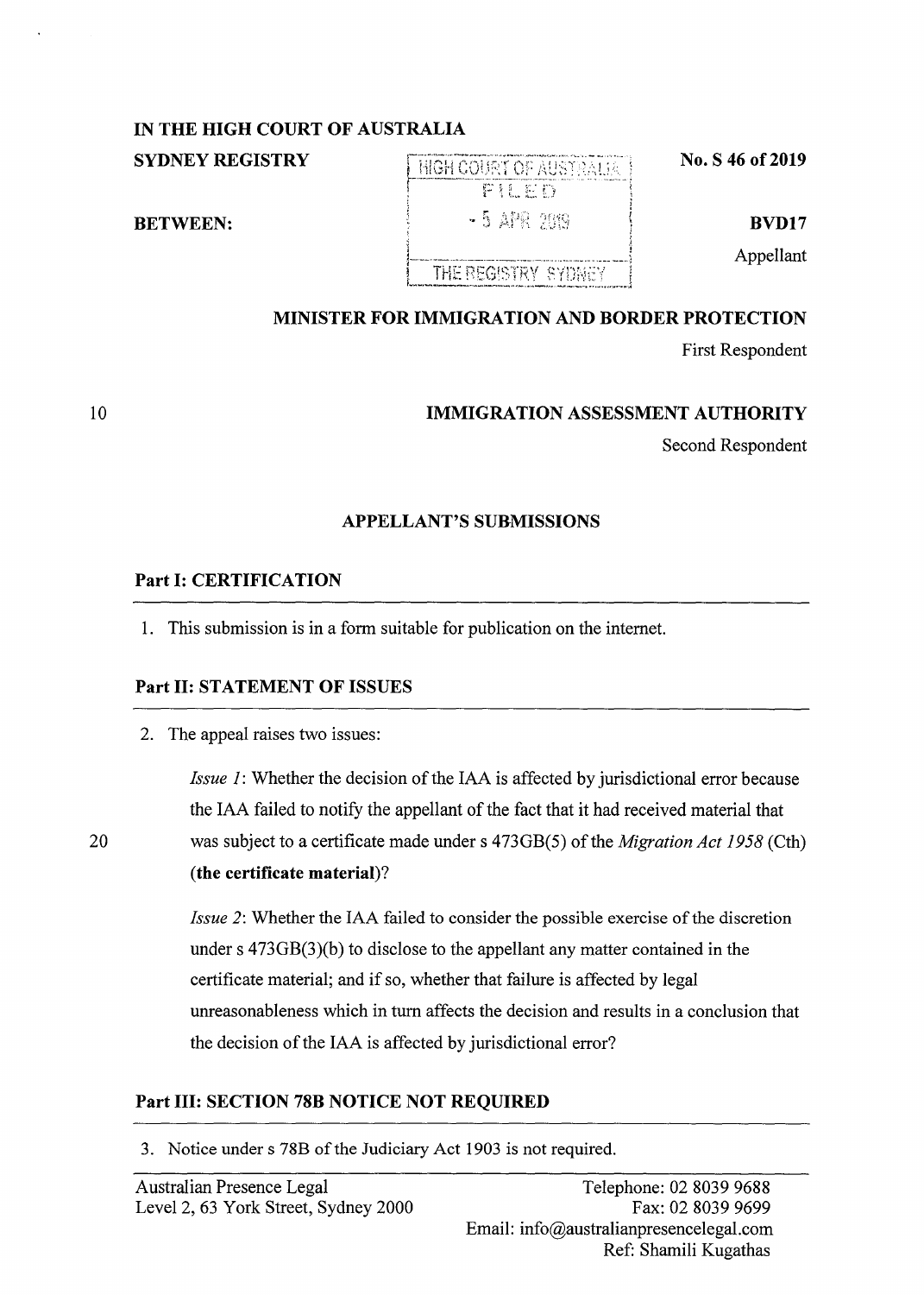**IN THE HIGH COURT OF AUSTRALIA**

**SYDNEY REGISTRY** | **No. S 46 of 2019**

HIGH COURT OF AUSTRALIA
FILED
- 5 APR 2019
THE REGISTRY SYDNEY

**BETWEEN:**

**BVD17**
Appellant

**MINISTER FOR IMMIGRATION AND BORDER PROTECTION**
First Respondent

**IMMIGRATION ASSESSMENT AUTHORITY**
Second Respondent

## APPELLANT'S SUBMISSIONS

### Part I: CERTIFICATION

1. This submission is in a form suitable for publication on the internet.

### Part II: STATEMENT OF ISSUES

2. The appeal raises two issues:

   *Issue 1*: Whether the decision of the IAA is affected by jurisdictional error because the IAA failed to notify the appellant of the fact that it had received material that was subject to a certificate made under s 473GB(5) of the *Migration Act 1958* (Cth) **(the certificate material)**?

   *Issue 2*: Whether the IAA failed to consider the possible exercise of the discretion under s 473GB(3)(b) to disclose to the appellant any matter contained in the certificate material; and if so, whether that failure is affected by legal unreasonableness which in turn affects the decision and results in a conclusion that the decision of the IAA is affected by jurisdictional error?

### Part III: SECTION 78B NOTICE NOT REQUIRED

3. Notice under s 78B of the Judiciary Act 1903 is not required.

Australian Presence Legal
Level 2, 63 York Street, Sydney 2000

Telephone: 02 8039 9688
Fax: 02 8039 9699
Email: info@australianpresencelegal.com
Ref: Shamili Kugathas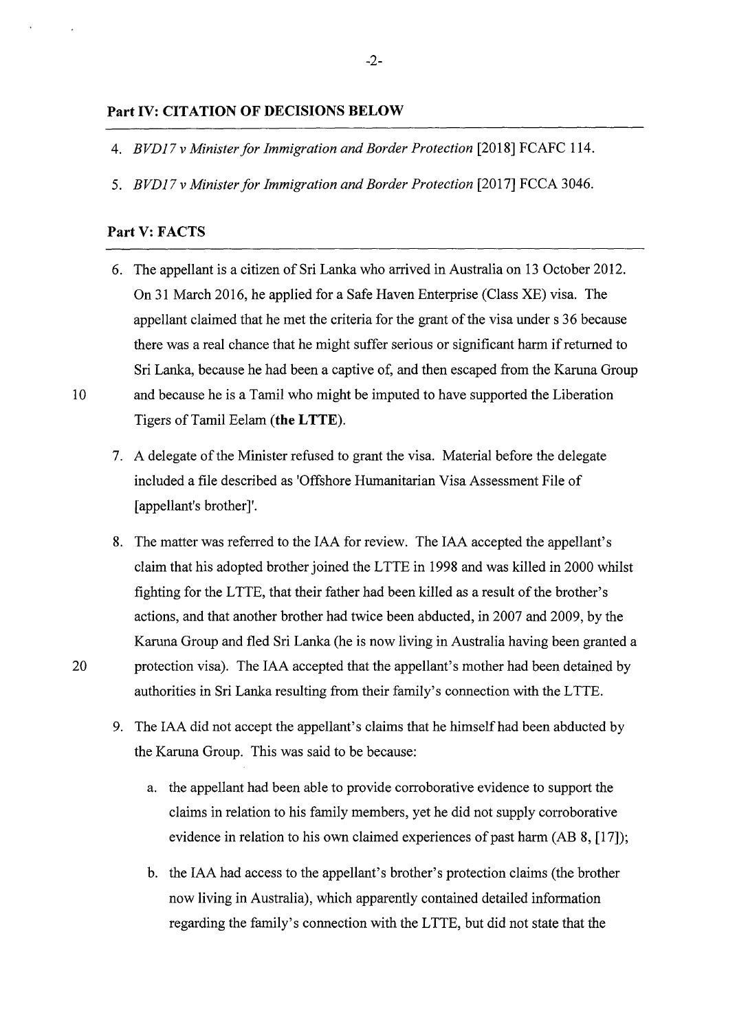## Part IV: CITATION OF DECISIONS BELOW

4. *BVD17 v Minister for Immigration and Border Protection* [2018] FCAFC 114.

5. *BVD17 v Minister for Immigration and Border Protection* [2017] FCCA 3046.

## Part V: FACTS

6. The appellant is a citizen of Sri Lanka who arrived in Australia on 13 October 2012. On 31 March 2016, he applied for a Safe Haven Enterprise (Class XE) visa. The appellant claimed that he met the criteria for the grant of the visa under s 36 because there was a real chance that he might suffer serious or significant harm if returned to Sri Lanka, because he had been a captive of, and then escaped from the Karuna Group and because he is a Tamil who might be imputed to have supported the Liberation Tigers of Tamil Eelam (**the LTTE**).

7. A delegate of the Minister refused to grant the visa. Material before the delegate included a file described as 'Offshore Humanitarian Visa Assessment File of [appellant's brother]'.

8. The matter was referred to the IAA for review. The IAA accepted the appellant's claim that his adopted brother joined the LTTE in 1998 and was killed in 2000 whilst fighting for the LTTE, that their father had been killed as a result of the brother's actions, and that another brother had twice been abducted, in 2007 and 2009, by the Karuna Group and fled Sri Lanka (he is now living in Australia having been granted a protection visa). The IAA accepted that the appellant's mother had been detained by authorities in Sri Lanka resulting from their family's connection with the LTTE.

9. The IAA did not accept the appellant's claims that he himself had been abducted by the Karuna Group. This was said to be because:

   a. the appellant had been able to provide corroborative evidence to support the claims in relation to his family members, yet he did not supply corroborative evidence in relation to his own claimed experiences of past harm (AB 8, [17]);

   b. the IAA had access to the appellant's brother's protection claims (the brother now living in Australia), which apparently contained detailed information regarding the family's connection with the LTTE, but did not state that the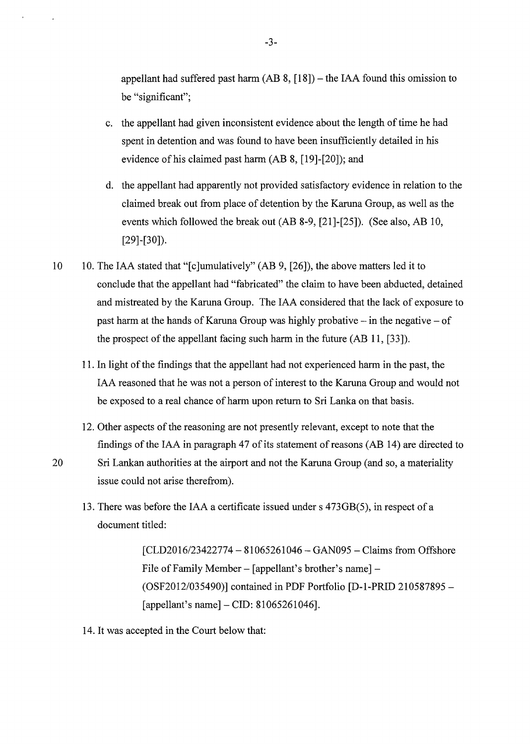appellant had suffered past harm (AB 8, [18]) – the IAA found this omission to be "significant";

c. the appellant had given inconsistent evidence about the length of time he had spent in detention and was found to have been insufficiently detailed in his evidence of his claimed past harm (AB 8, [19]-[20]); and

d. the appellant had apparently not provided satisfactory evidence in relation to the claimed break out from place of detention by the Karuna Group, as well as the events which followed the break out (AB 8-9, [21]-[25]). (See also, AB 10, [29]-[30]).

10. The IAA stated that "[c]umulatively" (AB 9, [26]), the above matters led it to conclude that the appellant had "fabricated" the claim to have been abducted, detained and mistreated by the Karuna Group. The IAA considered that the lack of exposure to past harm at the hands of Karuna Group was highly probative – in the negative – of the prospect of the appellant facing such harm in the future (AB 11, [33]).

11. In light of the findings that the appellant had not experienced harm in the past, the IAA reasoned that he was not a person of interest to the Karuna Group and would not be exposed to a real chance of harm upon return to Sri Lanka on that basis.

12. Other aspects of the reasoning are not presently relevant, except to note that the findings of the IAA in paragraph 47 of its statement of reasons (AB 14) are directed to Sri Lankan authorities at the airport and not the Karuna Group (and so, a materiality issue could not arise therefrom).

13. There was before the IAA a certificate issued under s 473GB(5), in respect of a document titled:

> [CLD2016/23422774 – 81065261046 – GAN095 – Claims from Offshore File of Family Member – [appellant's brother's name] – (OSF2012/035490)] contained in PDF Portfolio [D-1-PRID 210587895 – [appellant's name] – CID: 81065261046].

14. It was accepted in the Court below that: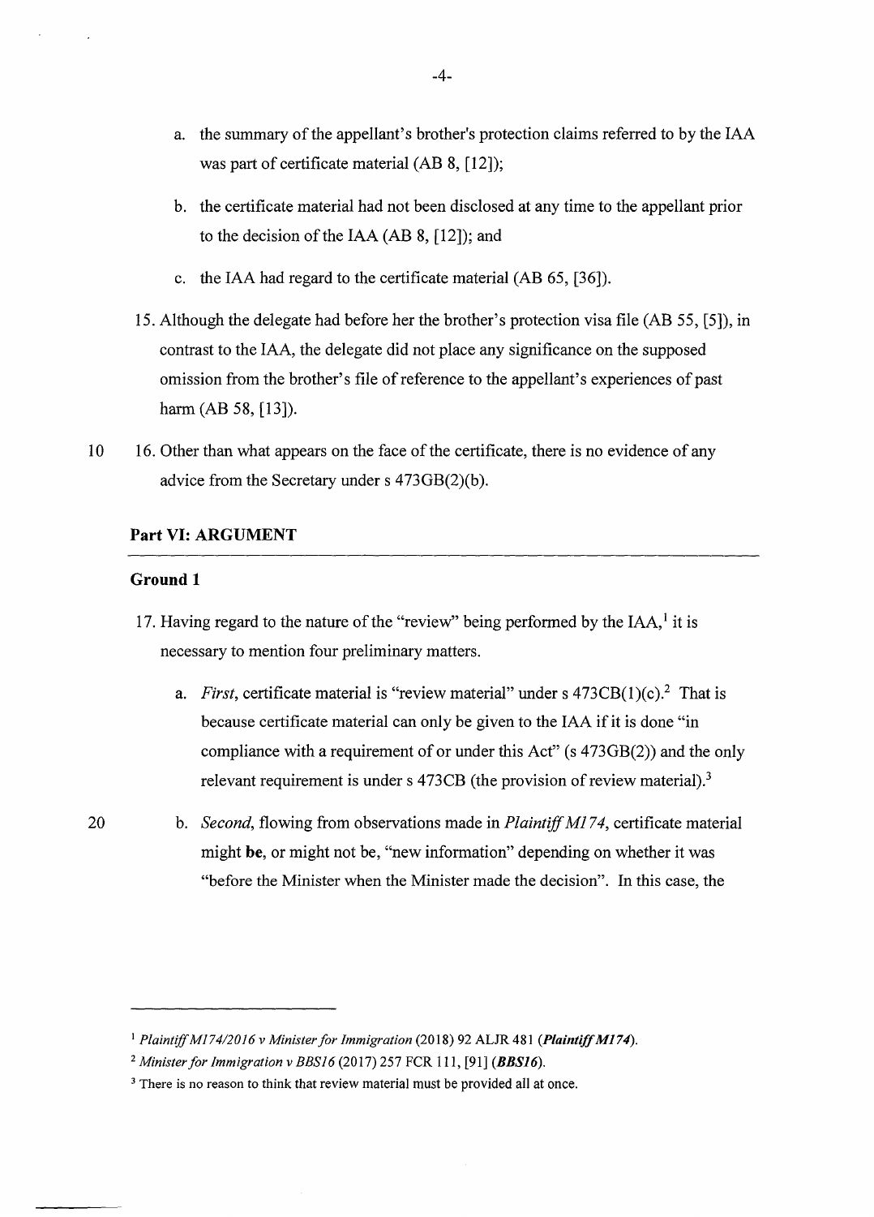a. the summary of the appellant's brother's protection claims referred to by the IAA was part of certificate material (AB 8, [12]);

b. the certificate material had not been disclosed at any time to the appellant prior to the decision of the IAA (AB 8, [12]); and

c. the IAA had regard to the certificate material (AB 65, [36]).

15. Although the delegate had before her the brother's protection visa file (AB 55, [5]), in contrast to the IAA, the delegate did not place any significance on the supposed omission from the brother's file of reference to the appellant's experiences of past harm (AB 58, [13]).

16. Other than what appears on the face of the certificate, there is no evidence of any advice from the Secretary under s 473GB(2)(b).

## Part VI: ARGUMENT

### Ground 1

17. Having regard to the nature of the "review" being performed by the IAA,[1] it is necessary to mention four preliminary matters.

a. *First*, certificate material is "review material" under s 473CB(1)(c).[2] That is because certificate material can only be given to the IAA if it is done "in compliance with a requirement of or under this Act" (s 473GB(2)) and the only relevant requirement is under s 473CB (the provision of review material).[3]

b. *Second*, flowing from observations made in *Plaintiff M174*, certificate material might **be**, or might not be, "new information" depending on whether it was "before the Minister when the Minister made the decision". In this case, the

---

[1] *Plaintiff M174/2016 v Minister for Immigration* (2018) 92 ALJR 481 (***Plaintiff M174***).

[2] *Minister for Immigration v BBS16* (2017) 257 FCR 111, [91] (***BBS16***).

[3] There is no reason to think that review material must be provided all at once.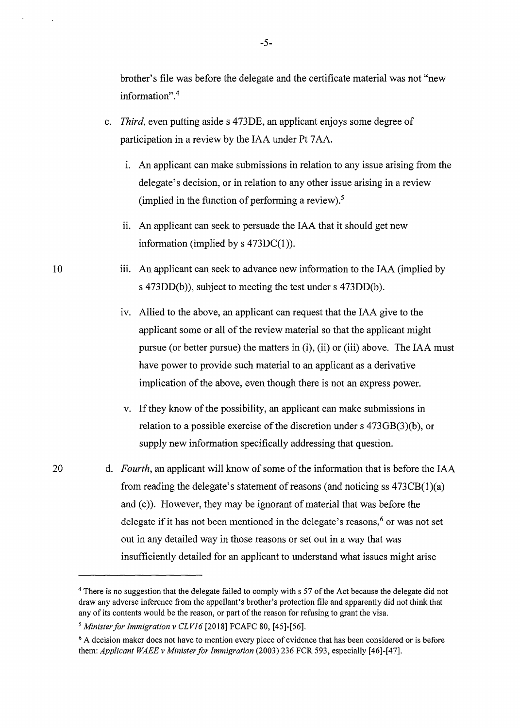brother's file was before the delegate and the certificate material was not "new information".[4]

c. *Third*, even putting aside s 473DE, an applicant enjoys some degree of participation in a review by the IAA under Pt 7AA.

   i. An applicant can make submissions in relation to any issue arising from the delegate's decision, or in relation to any other issue arising in a review (implied in the function of performing a review).[5]

   ii. An applicant can seek to persuade the IAA that it should get new information (implied by s 473DC(1)).

   iii. An applicant can seek to advance new information to the IAA (implied by s 473DD(b)), subject to meeting the test under s 473DD(b).

   iv. Allied to the above, an applicant can request that the IAA give to the applicant some or all of the review material so that the applicant might pursue (or better pursue) the matters in (i), (ii) or (iii) above. The IAA must have power to provide such material to an applicant as a derivative implication of the above, even though there is not an express power.

   v. If they know of the possibility, an applicant can make submissions in relation to a possible exercise of the discretion under s 473GB(3)(b), or supply new information specifically addressing that question.

d. *Fourth*, an applicant will know of some of the information that is before the IAA from reading the delegate's statement of reasons (and noticing ss 473CB(1)(a) and (c)). However, they may be ignorant of material that was before the delegate if it has not been mentioned in the delegate's reasons,[6] or was not set out in any detailed way in those reasons or set out in a way that was insufficiently detailed for an applicant to understand what issues might arise

---

[4] There is no suggestion that the delegate failed to comply with s 57 of the Act because the delegate did not draw any adverse inference from the appellant's brother's protection file and apparently did not think that any of its contents would be the reason, or part of the reason for refusing to grant the visa.

[5] *Minister for Immigration v CLV16* [2018] FCAFC 80, [45]-[56].

[6] A decision maker does not have to mention every piece of evidence that has been considered or is before them: *Applicant WAEE v Minister for Immigration* (2003) 236 FCR 593, especially [46]-[47].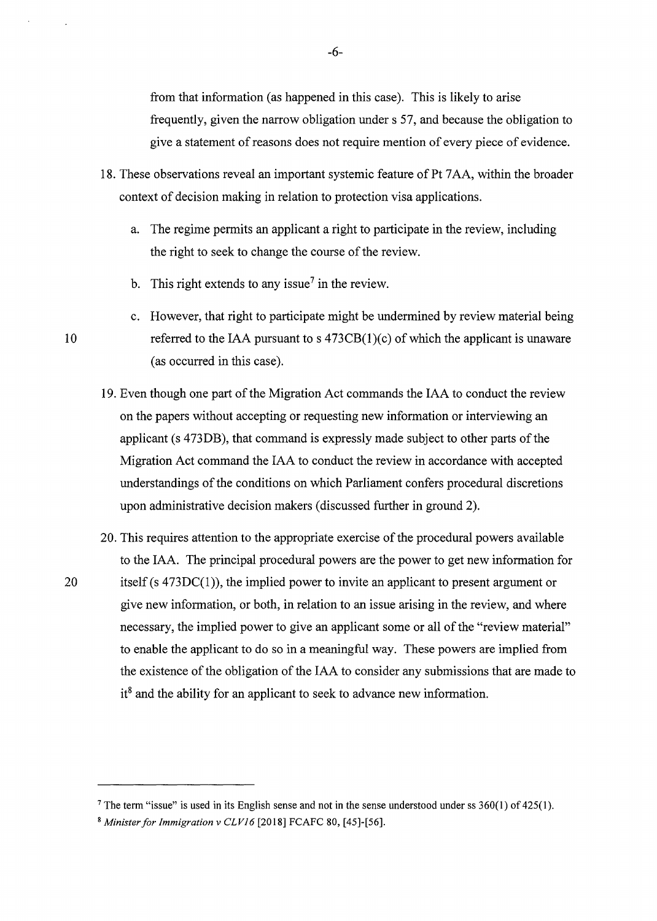from that information (as happened in this case). This is likely to arise frequently, given the narrow obligation under s 57, and because the obligation to give a statement of reasons does not require mention of every piece of evidence.

18. These observations reveal an important systemic feature of Pt 7AA, within the broader context of decision making in relation to protection visa applications.

    a. The regime permits an applicant a right to participate in the review, including the right to seek to change the course of the review.

    b. This right extends to any issue[7] in the review.

    c. However, that right to participate might be undermined by review material being referred to the IAA pursuant to s 473CB(1)(c) of which the applicant is unaware (as occurred in this case).

19. Even though one part of the Migration Act commands the IAA to conduct the review on the papers without accepting or requesting new information or interviewing an applicant (s 473DB), that command is expressly made subject to other parts of the Migration Act command the IAA to conduct the review in accordance with accepted understandings of the conditions on which Parliament confers procedural discretions upon administrative decision makers (discussed further in ground 2).

20. This requires attention to the appropriate exercise of the procedural powers available to the IAA. The principal procedural powers are the power to get new information for itself (s 473DC(1)), the implied power to invite an applicant to present argument or give new information, or both, in relation to an issue arising in the review, and where necessary, the implied power to give an applicant some or all of the "review material" to enable the applicant to do so in a meaningful way. These powers are implied from the existence of the obligation of the IAA to consider any submissions that are made to it[8] and the ability for an applicant to seek to advance new information.

---

[7] The term "issue" is used in its English sense and not in the sense understood under ss 360(1) of 425(1).

[8] *Minister for Immigration v CLV16* [2018] FCAFC 80, [45]-[56].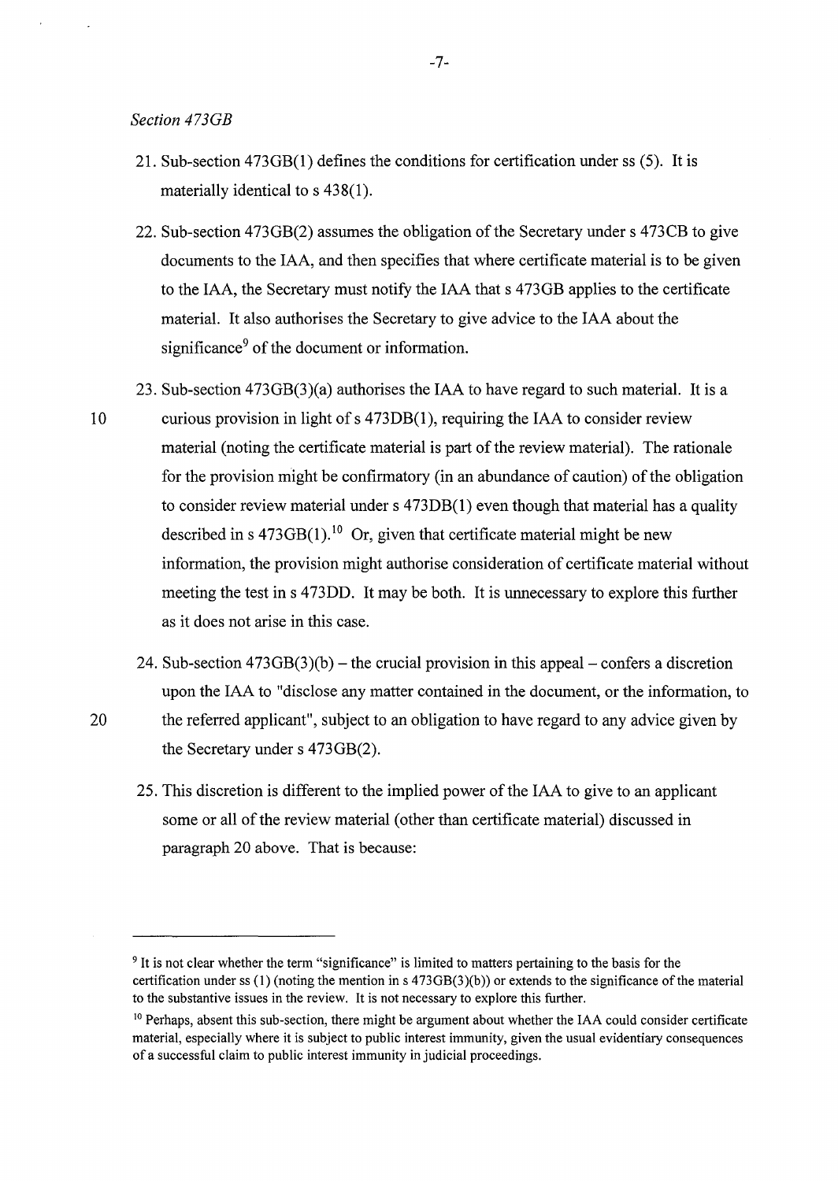*Section 473GB*

21. Sub-section 473GB(1) defines the conditions for certification under ss (5). It is materially identical to s 438(1).

22. Sub-section 473GB(2) assumes the obligation of the Secretary under s 473CB to give documents to the IAA, and then specifies that where certificate material is to be given to the IAA, the Secretary must notify the IAA that s 473GB applies to the certificate material. It also authorises the Secretary to give advice to the IAA about the significance[9] of the document or information.

23. Sub-section 473GB(3)(a) authorises the IAA to have regard to such material. It is a curious provision in light of s 473DB(1), requiring the IAA to consider review material (noting the certificate material is part of the review material). The rationale for the provision might be confirmatory (in an abundance of caution) of the obligation to consider review material under s 473DB(1) even though that material has a quality described in s 473GB(1).[10] Or, given that certificate material might be new information, the provision might authorise consideration of certificate material without meeting the test in s 473DD. It may be both. It is unnecessary to explore this further as it does not arise in this case.

24. Sub-section 473GB(3)(b) – the crucial provision in this appeal – confers a discretion upon the IAA to "disclose any matter contained in the document, or the information, to the referred applicant", subject to an obligation to have regard to any advice given by the Secretary under s 473GB(2).

25. This discretion is different to the implied power of the IAA to give to an applicant some or all of the review material (other than certificate material) discussed in paragraph 20 above. That is because:

---

[9] It is not clear whether the term "significance" is limited to matters pertaining to the basis for the certification under ss (1) (noting the mention in s 473GB(3)(b)) or extends to the significance of the material to the substantive issues in the review. It is not necessary to explore this further.

[10] Perhaps, absent this sub-section, there might be argument about whether the IAA could consider certificate material, especially where it is subject to public interest immunity, given the usual evidentiary consequences of a successful claim to public interest immunity in judicial proceedings.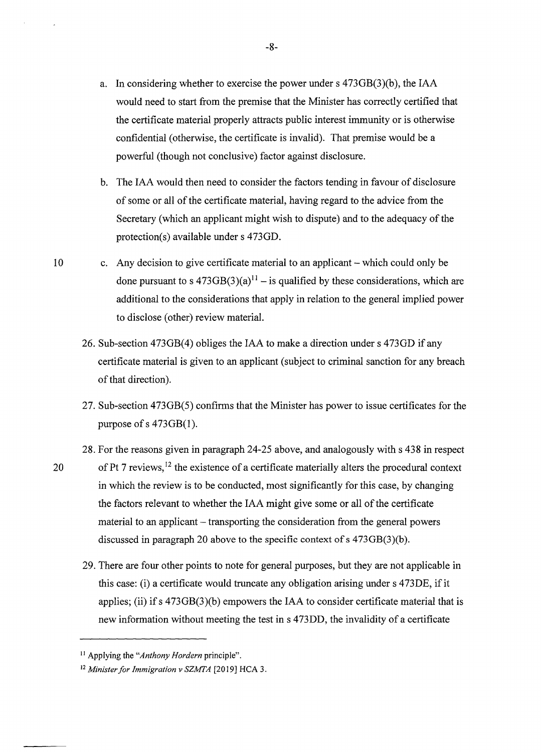a. In considering whether to exercise the power under s 473GB(3)(b), the IAA would need to start from the premise that the Minister has correctly certified that the certificate material properly attracts public interest immunity or is otherwise confidential (otherwise, the certificate is invalid). That premise would be a powerful (though not conclusive) factor against disclosure.

b. The IAA would then need to consider the factors tending in favour of disclosure of some or all of the certificate material, having regard to the advice from the Secretary (which an applicant might wish to dispute) and to the adequacy of the protection(s) available under s 473GD.

c. Any decision to give certificate material to an applicant – which could only be done pursuant to s 473GB(3)(a)[11] – is qualified by these considerations, which are additional to the considerations that apply in relation to the general implied power to disclose (other) review material.

26. Sub-section 473GB(4) obliges the IAA to make a direction under s 473GD if any certificate material is given to an applicant (subject to criminal sanction for any breach of that direction).

27. Sub-section 473GB(5) confirms that the Minister has power to issue certificates for the purpose of s 473GB(1).

28. For the reasons given in paragraph 24-25 above, and analogously with s 438 in respect of Pt 7 reviews,[12] the existence of a certificate materially alters the procedural context in which the review is to be conducted, most significantly for this case, by changing the factors relevant to whether the IAA might give some or all of the certificate material to an applicant – transporting the consideration from the general powers discussed in paragraph 20 above to the specific context of s 473GB(3)(b).

29. There are four other points to note for general purposes, but they are not applicable in this case: (i) a certificate would truncate any obligation arising under s 473DE, if it applies; (ii) if s 473GB(3)(b) empowers the IAA to consider certificate material that is new information without meeting the test in s 473DD, the invalidity of a certificate

---

[11] Applying the "*Anthony Hordern* principle".

[12] *Minister for Immigration v SZMTA* [2019] HCA 3.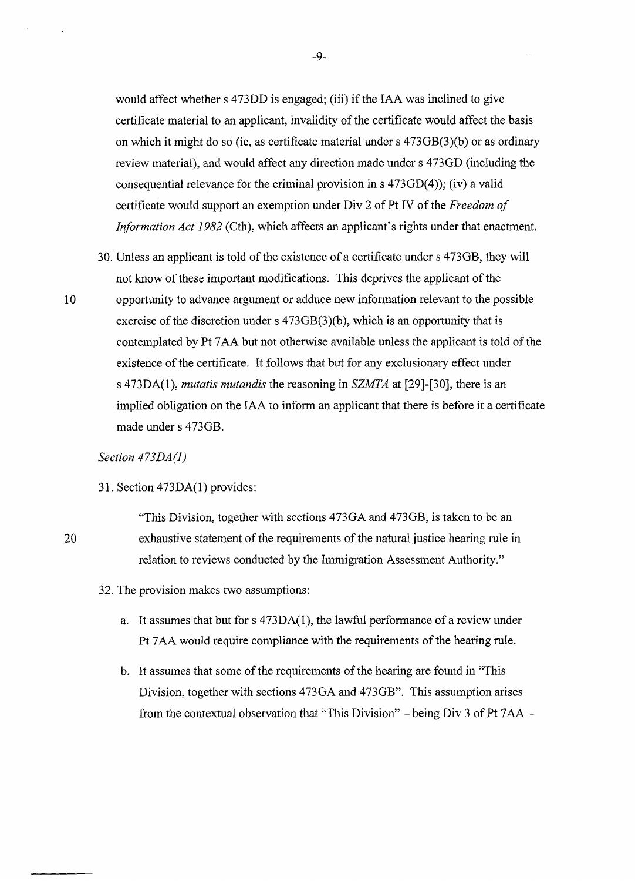would affect whether s 473DD is engaged; (iii) if the IAA was inclined to give certificate material to an applicant, invalidity of the certificate would affect the basis on which it might do so (ie, as certificate material under s 473GB(3)(b) or as ordinary review material), and would affect any direction made under s 473GD (including the consequential relevance for the criminal provision in s 473GD(4)); (iv) a valid certificate would support an exemption under Div 2 of Pt IV of the *Freedom of Information Act 1982* (Cth), which affects an applicant's rights under that enactment.

30. Unless an applicant is told of the existence of a certificate under s 473GB, they will not know of these important modifications. This deprives the applicant of the opportunity to advance argument or adduce new information relevant to the possible exercise of the discretion under s 473GB(3)(b), which is an opportunity that is contemplated by Pt 7AA but not otherwise available unless the applicant is told of the existence of the certificate. It follows that but for any exclusionary effect under s 473DA(1), *mutatis mutandis* the reasoning in *SZMTA* at [29]-[30], there is an implied obligation on the IAA to inform an applicant that there is before it a certificate made under s 473GB.

*Section 473DA(1)*

31. Section 473DA(1) provides:

> "This Division, together with sections 473GA and 473GB, is taken to be an exhaustive statement of the requirements of the natural justice hearing rule in relation to reviews conducted by the Immigration Assessment Authority."

32. The provision makes two assumptions:

    a. It assumes that but for s 473DA(1), the lawful performance of a review under Pt 7AA would require compliance with the requirements of the hearing rule.

    b. It assumes that some of the requirements of the hearing are found in "This Division, together with sections 473GA and 473GB". This assumption arises from the contextual observation that "This Division" – being Div 3 of Pt 7AA –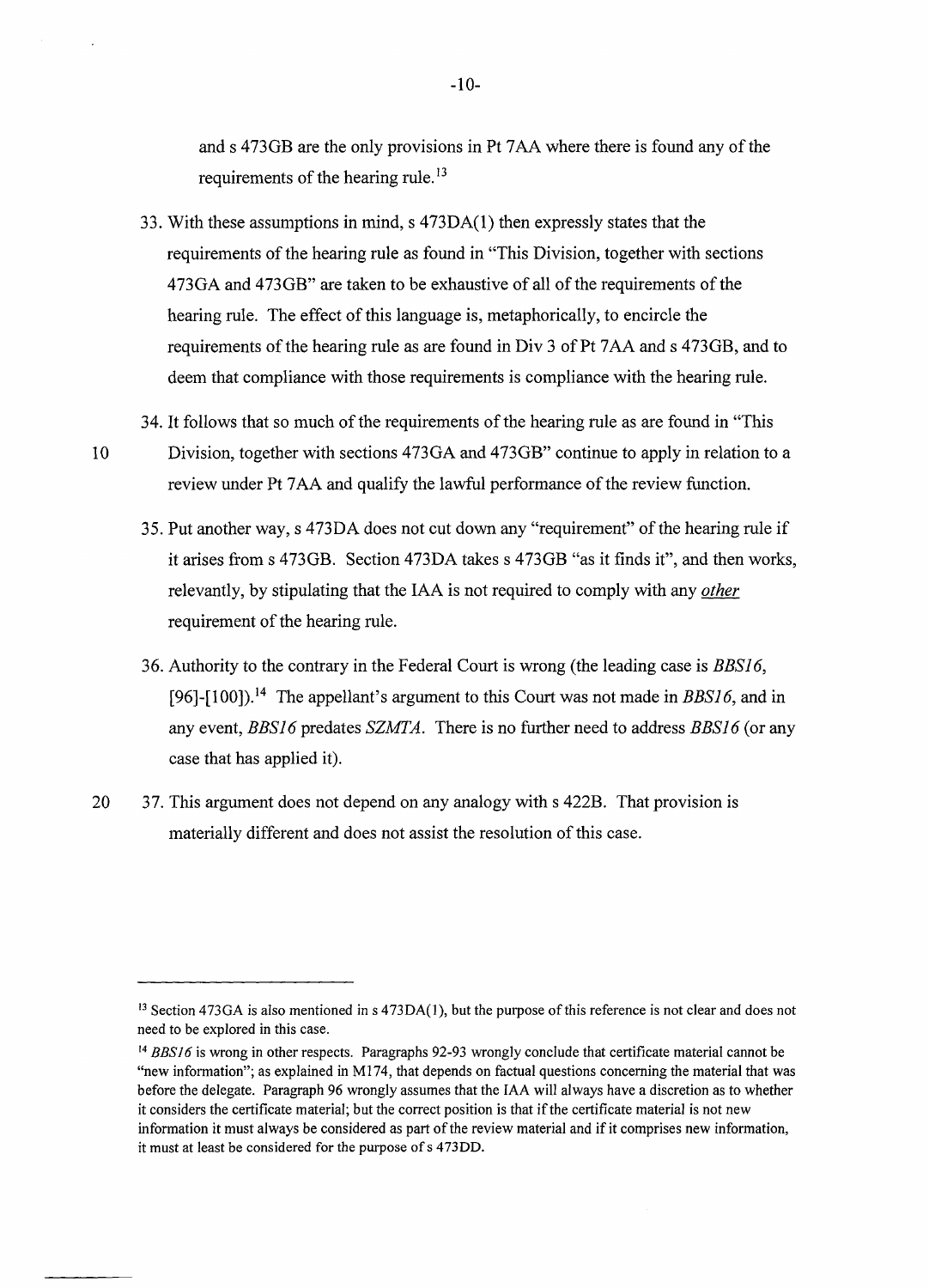and s 473GB are the only provisions in Pt 7AA where there is found any of the requirements of the hearing rule.[13]

33. With these assumptions in mind, s 473DA(1) then expressly states that the requirements of the hearing rule as found in "This Division, together with sections 473GA and 473GB" are taken to be exhaustive of all of the requirements of the hearing rule. The effect of this language is, metaphorically, to encircle the requirements of the hearing rule as are found in Div 3 of Pt 7AA and s 473GB, and to deem that compliance with those requirements is compliance with the hearing rule.

34. It follows that so much of the requirements of the hearing rule as are found in "This Division, together with sections 473GA and 473GB" continue to apply in relation to a review under Pt 7AA and qualify the lawful performance of the review function.

35. Put another way, s 473DA does not cut down any "requirement" of the hearing rule if it arises from s 473GB. Section 473DA takes s 473GB "as it finds it", and then works, relevantly, by stipulating that the IAA is not required to comply with any *other* requirement of the hearing rule.

36. Authority to the contrary in the Federal Court is wrong (the leading case is *BBS16*, [96]-[100]).[14] The appellant's argument to this Court was not made in *BBS16*, and in any event, *BBS16* predates *SZMTA*. There is no further need to address *BBS16* (or any case that has applied it).

37. This argument does not depend on any analogy with s 422B. That provision is materially different and does not assist the resolution of this case.

---

[13] Section 473GA is also mentioned in s 473DA(1), but the purpose of this reference is not clear and does not need to be explored in this case.

[14] *BBS16* is wrong in other respects. Paragraphs 92-93 wrongly conclude that certificate material cannot be "new information"; as explained in M174, that depends on factual questions concerning the material that was before the delegate. Paragraph 96 wrongly assumes that the IAA will always have a discretion as to whether it considers the certificate material; but the correct position is that if the certificate material is not new information it must always be considered as part of the review material and if it comprises new information, it must at least be considered for the purpose of s 473DD.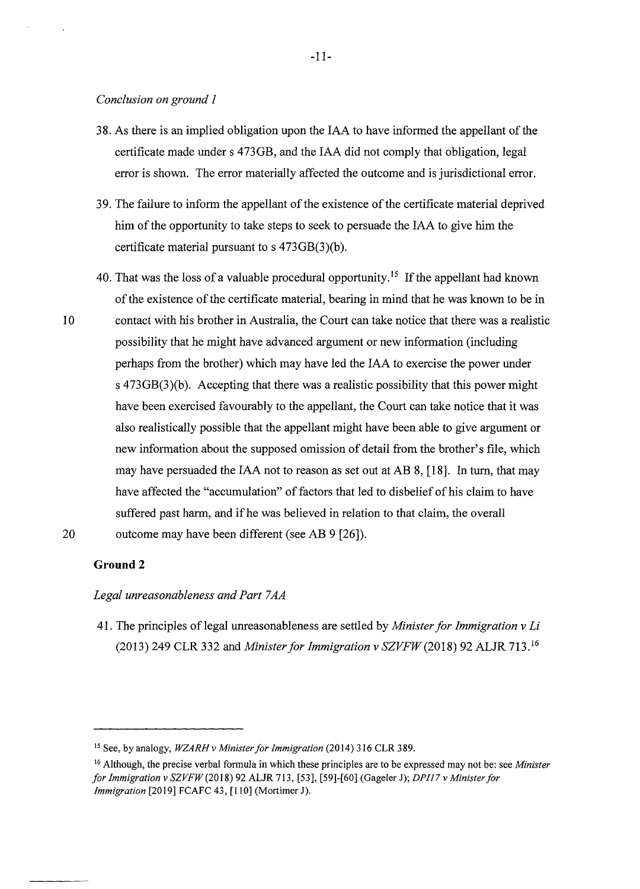*Conclusion on ground 1*

38. As there is an implied obligation upon the IAA to have informed the appellant of the certificate made under s 473GB, and the IAA did not comply that obligation, legal error is shown. The error materially affected the outcome and is jurisdictional error.

39. The failure to inform the appellant of the existence of the certificate material deprived him of the opportunity to take steps to seek to persuade the IAA to give him the certificate material pursuant to s 473GB(3)(b).

40. That was the loss of a valuable procedural opportunity.[15] If the appellant had known of the existence of the certificate material, bearing in mind that he was known to be in contact with his brother in Australia, the Court can take notice that there was a realistic possibility that he might have advanced argument or new information (including perhaps from the brother) which may have led the IAA to exercise the power under s 473GB(3)(b). Accepting that there was a realistic possibility that this power might have been exercised favourably to the appellant, the Court can take notice that it was also realistically possible that the appellant might have been able to give argument or new information about the supposed omission of detail from the brother's file, which may have persuaded the IAA not to reason as set out at AB 8, [18]. In turn, that may have affected the "accumulation" of factors that led to disbelief of his claim to have suffered past harm, and if he was believed in relation to that claim, the overall outcome may have been different (see AB 9 [26]).

## Ground 2

*Legal unreasonableness and Part 7AA*

41. The principles of legal unreasonableness are settled by *Minister for Immigration v Li* (2013) 249 CLR 332 and *Minister for Immigration v SZVFW* (2018) 92 ALJR 713.[16]

---

[15] See, by analogy, *WZARH v Minister for Immigration* (2014) 316 CLR 389.

[16] Although, the precise verbal formula in which these principles are to be expressed may not be: see *Minister for Immigration v SZVFW* (2018) 92 ALJR 713, [53], [59]-[60] (Gageler J); *DPI17 v Minister for Immigration* [2019] FCAFC 43, [110] (Mortimer J).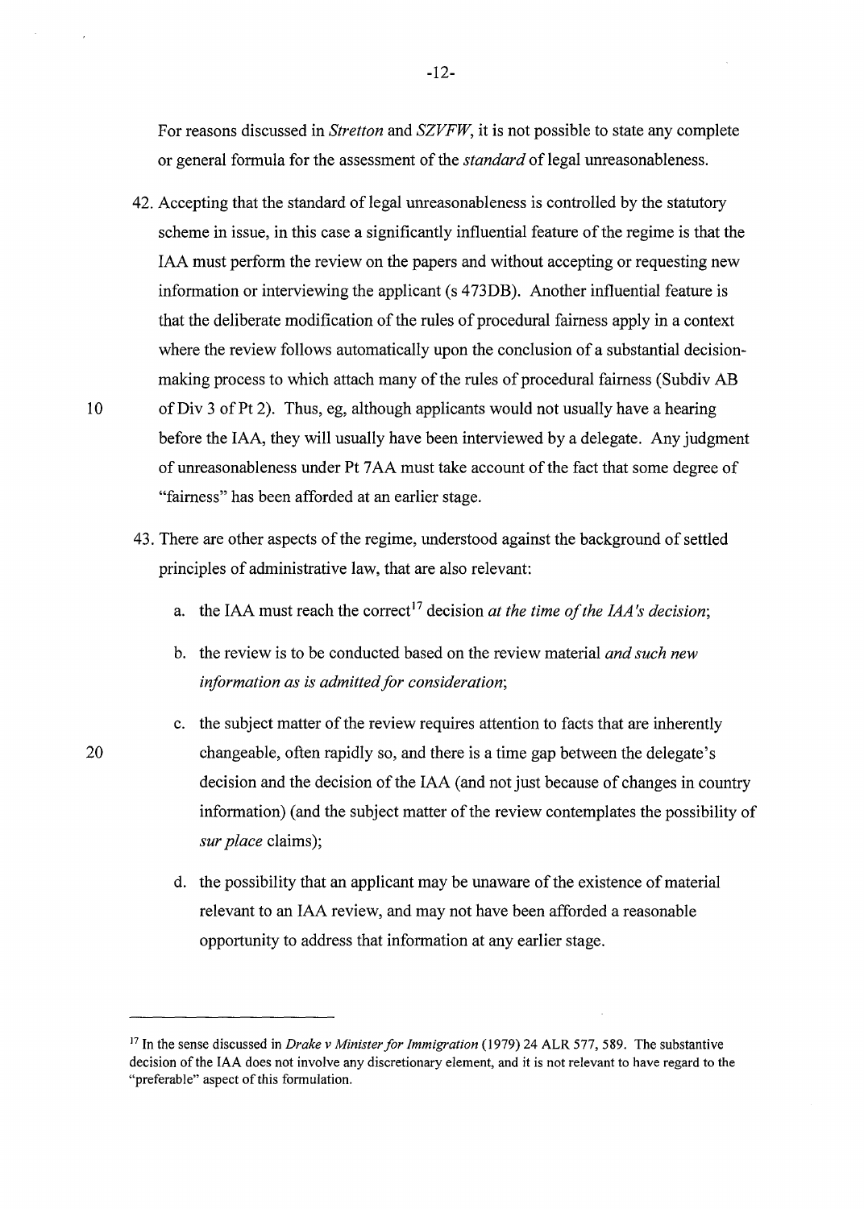For reasons discussed in *Stretton* and *SZVFW*, it is not possible to state any complete or general formula for the assessment of the *standard* of legal unreasonableness.

42. Accepting that the standard of legal unreasonableness is controlled by the statutory scheme in issue, in this case a significantly influential feature of the regime is that the IAA must perform the review on the papers and without accepting or requesting new information or interviewing the applicant (s 473DB). Another influential feature is that the deliberate modification of the rules of procedural fairness apply in a context where the review follows automatically upon the conclusion of a substantial decision-making process to which attach many of the rules of procedural fairness (Subdiv AB of Div 3 of Pt 2). Thus, eg, although applicants would not usually have a hearing before the IAA, they will usually have been interviewed by a delegate. Any judgment of unreasonableness under Pt 7AA must take account of the fact that some degree of "fairness" has been afforded at an earlier stage.

43. There are other aspects of the regime, understood against the background of settled principles of administrative law, that are also relevant:

    a. the IAA must reach the correct[17] decision *at the time of the IAA's decision*;

    b. the review is to be conducted based on the review material *and such new information as is admitted for consideration*;

    c. the subject matter of the review requires attention to facts that are inherently changeable, often rapidly so, and there is a time gap between the delegate's decision and the decision of the IAA (and not just because of changes in country information) (and the subject matter of the review contemplates the possibility of *sur place* claims);

    d. the possibility that an applicant may be unaware of the existence of material relevant to an IAA review, and may not have been afforded a reasonable opportunity to address that information at any earlier stage.

---

[17] In the sense discussed in *Drake v Minister for Immigration* (1979) 24 ALR 577, 589. The substantive decision of the IAA does not involve any discretionary element, and it is not relevant to have regard to the "preferable" aspect of this formulation.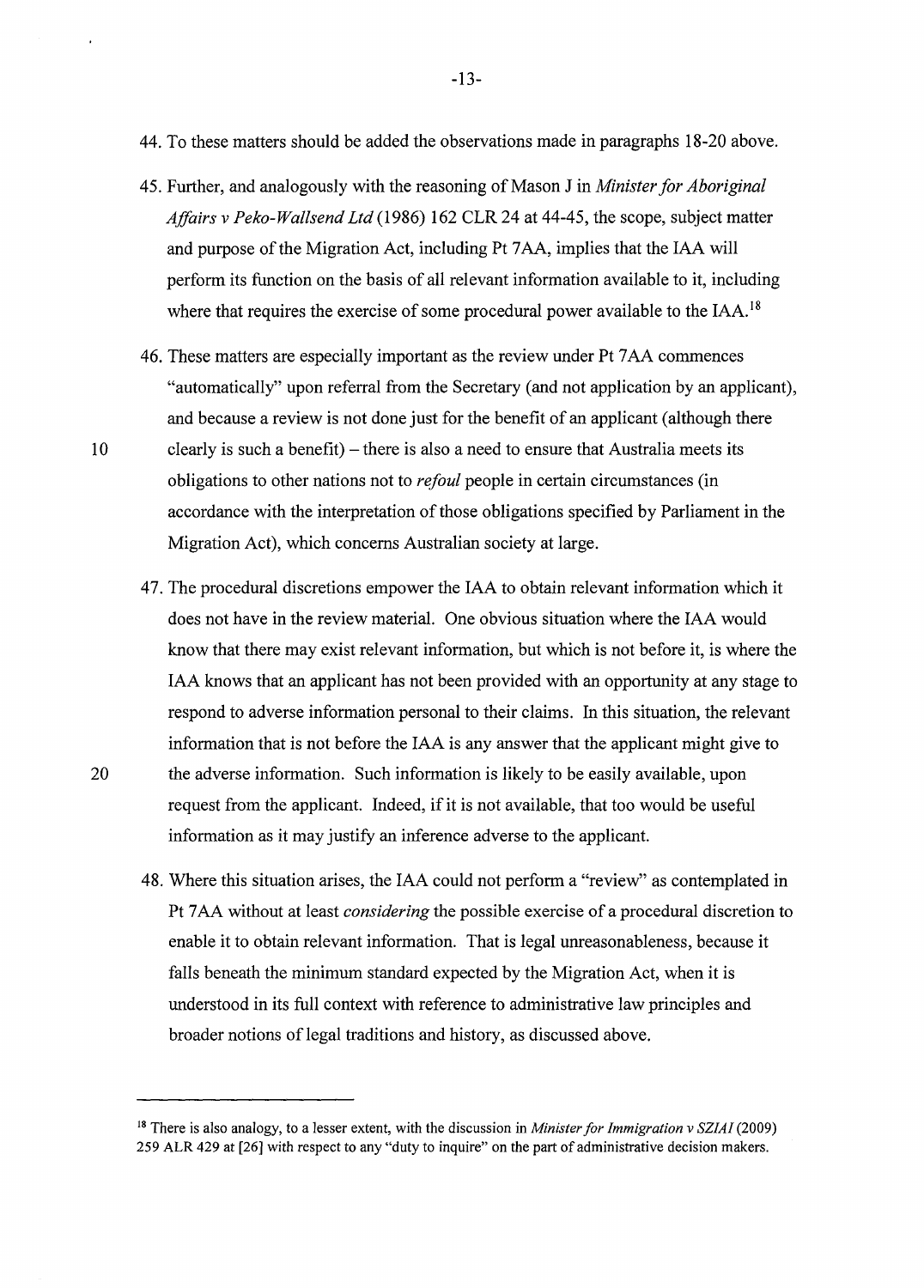44. To these matters should be added the observations made in paragraphs 18-20 above.

45. Further, and analogously with the reasoning of Mason J in *Minister for Aboriginal Affairs v Peko-Wallsend Ltd* (1986) 162 CLR 24 at 44-45, the scope, subject matter and purpose of the Migration Act, including Pt 7AA, implies that the IAA will perform its function on the basis of all relevant information available to it, including where that requires the exercise of some procedural power available to the IAA.[18]

46. These matters are especially important as the review under Pt 7AA commences "automatically" upon referral from the Secretary (and not application by an applicant), and because a review is not done just for the benefit of an applicant (although there clearly is such a benefit) – there is also a need to ensure that Australia meets its obligations to other nations not to *refoul* people in certain circumstances (in accordance with the interpretation of those obligations specified by Parliament in the Migration Act), which concerns Australian society at large.

47. The procedural discretions empower the IAA to obtain relevant information which it does not have in the review material. One obvious situation where the IAA would know that there may exist relevant information, but which is not before it, is where the IAA knows that an applicant has not been provided with an opportunity at any stage to respond to adverse information personal to their claims. In this situation, the relevant information that is not before the IAA is any answer that the applicant might give to the adverse information. Such information is likely to be easily available, upon request from the applicant. Indeed, if it is not available, that too would be useful information as it may justify an inference adverse to the applicant.

48. Where this situation arises, the IAA could not perform a "review" as contemplated in Pt 7AA without at least *considering* the possible exercise of a procedural discretion to enable it to obtain relevant information. That is legal unreasonableness, because it falls beneath the minimum standard expected by the Migration Act, when it is understood in its full context with reference to administrative law principles and broader notions of legal traditions and history, as discussed above.

---

[18] There is also analogy, to a lesser extent, with the discussion in *Minister for Immigration v SZIAI* (2009) 259 ALR 429 at [26] with respect to any "duty to inquire" on the part of administrative decision makers.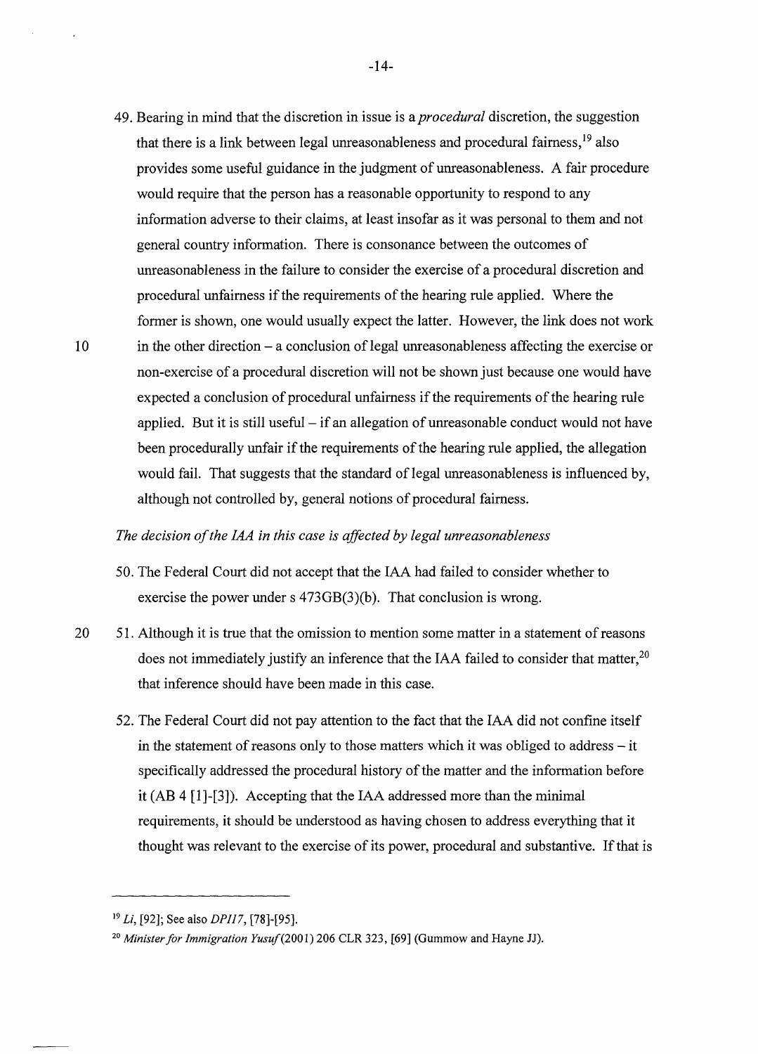49. Bearing in mind that the discretion in issue is a *procedural* discretion, the suggestion that there is a link between legal unreasonableness and procedural fairness,[19] also provides some useful guidance in the judgment of unreasonableness. A fair procedure would require that the person has a reasonable opportunity to respond to any information adverse to their claims, at least insofar as it was personal to them and not general country information. There is consonance between the outcomes of unreasonableness in the failure to consider the exercise of a procedural discretion and procedural unfairness if the requirements of the hearing rule applied. Where the former is shown, one would usually expect the latter. However, the link does not work in the other direction – a conclusion of legal unreasonableness affecting the exercise or non-exercise of a procedural discretion will not be shown just because one would have expected a conclusion of procedural unfairness if the requirements of the hearing rule applied. But it is still useful – if an allegation of unreasonable conduct would not have been procedurally unfair if the requirements of the hearing rule applied, the allegation would fail. That suggests that the standard of legal unreasonableness is influenced by, although not controlled by, general notions of procedural fairness.

*The decision of the IAA in this case is affected by legal unreasonableness*

50. The Federal Court did not accept that the IAA had failed to consider whether to exercise the power under s 473GB(3)(b). That conclusion is wrong.

51. Although it is true that the omission to mention some matter in a statement of reasons does not immediately justify an inference that the IAA failed to consider that matter,[20] that inference should have been made in this case.

52. The Federal Court did not pay attention to the fact that the IAA did not confine itself in the statement of reasons only to those matters which it was obliged to address – it specifically addressed the procedural history of the matter and the information before it (AB 4 [1]-[3]). Accepting that the IAA addressed more than the minimal requirements, it should be understood as having chosen to address everything that it thought was relevant to the exercise of its power, procedural and substantive. If that is

---

[19] *Li*, [92]; See also *DPI17*, [78]-[95].

[20] *Minister for Immigration Yusuf* (2001) 206 CLR 323, [69] (Gummow and Hayne JJ).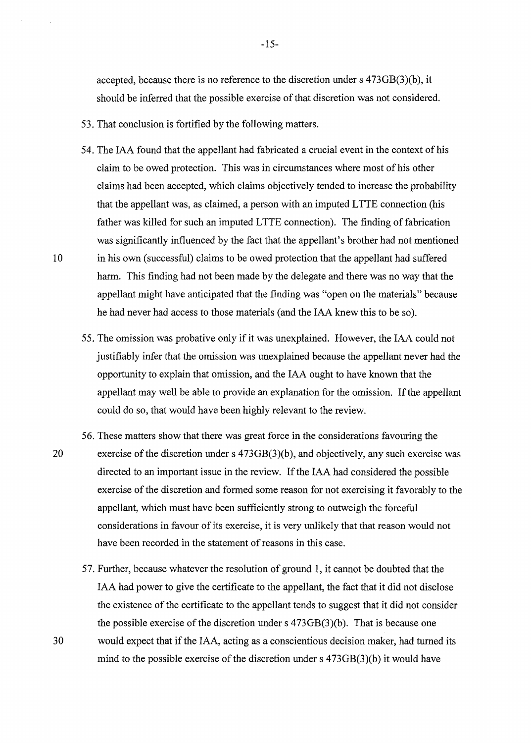accepted, because there is no reference to the discretion under s 473GB(3)(b), it should be inferred that the possible exercise of that discretion was not considered.

53. That conclusion is fortified by the following matters.

54. The IAA found that the appellant had fabricated a crucial event in the context of his claim to be owed protection. This was in circumstances where most of his other claims had been accepted, which claims objectively tended to increase the probability that the appellant was, as claimed, a person with an imputed LTTE connection (his father was killed for such an imputed LTTE connection). The finding of fabrication was significantly influenced by the fact that the appellant's brother had not mentioned in his own (successful) claims to be owed protection that the appellant had suffered harm. This finding had not been made by the delegate and there was no way that the appellant might have anticipated that the finding was "open on the materials" because he had never had access to those materials (and the IAA knew this to be so).

55. The omission was probative only if it was unexplained. However, the IAA could not justifiably infer that the omission was unexplained because the appellant never had the opportunity to explain that omission, and the IAA ought to have known that the appellant may well be able to provide an explanation for the omission. If the appellant could do so, that would have been highly relevant to the review.

56. These matters show that there was great force in the considerations favouring the exercise of the discretion under s 473GB(3)(b), and objectively, any such exercise was directed to an important issue in the review. If the IAA had considered the possible exercise of the discretion and formed some reason for not exercising it favorably to the appellant, which must have been sufficiently strong to outweigh the forceful considerations in favour of its exercise, it is very unlikely that that reason would not have been recorded in the statement of reasons in this case.

57. Further, because whatever the resolution of ground 1, it cannot be doubted that the IAA had power to give the certificate to the appellant, the fact that it did not disclose the existence of the certificate to the appellant tends to suggest that it did not consider the possible exercise of the discretion under s 473GB(3)(b). That is because one would expect that if the IAA, acting as a conscientious decision maker, had turned its mind to the possible exercise of the discretion under s 473GB(3)(b) it would have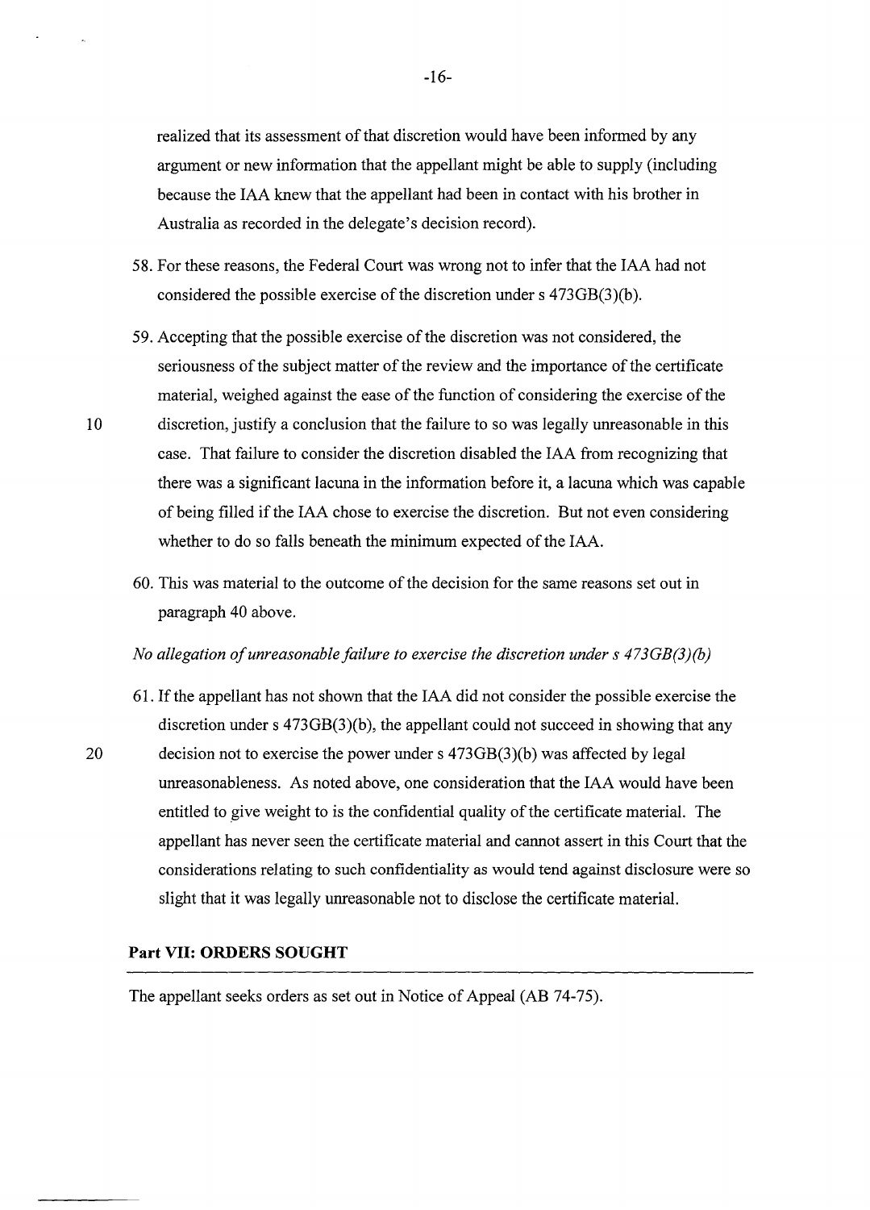realized that its assessment of that discretion would have been informed by any argument or new information that the appellant might be able to supply (including because the IAA knew that the appellant had been in contact with his brother in Australia as recorded in the delegate's decision record).

58. For these reasons, the Federal Court was wrong not to infer that the IAA had not considered the possible exercise of the discretion under s 473GB(3)(b).

59. Accepting that the possible exercise of the discretion was not considered, the seriousness of the subject matter of the review and the importance of the certificate material, weighed against the ease of the function of considering the exercise of the discretion, justify a conclusion that the failure to so was legally unreasonable in this case. That failure to consider the discretion disabled the IAA from recognizing that there was a significant lacuna in the information before it, a lacuna which was capable of being filled if the IAA chose to exercise the discretion. But not even considering whether to do so falls beneath the minimum expected of the IAA.

60. This was material to the outcome of the decision for the same reasons set out in paragraph 40 above.

*No allegation of unreasonable failure to exercise the discretion under s 473GB(3)(b)*

61. If the appellant has not shown that the IAA did not consider the possible exercise the discretion under s 473GB(3)(b), the appellant could not succeed in showing that any decision not to exercise the power under s 473GB(3)(b) was affected by legal unreasonableness. As noted above, one consideration that the IAA would have been entitled to give weight to is the confidential quality of the certificate material. The appellant has never seen the certificate material and cannot assert in this Court that the considerations relating to such confidentiality as would tend against disclosure were so slight that it was legally unreasonable not to disclose the certificate material.

## Part VII: ORDERS SOUGHT

The appellant seeks orders as set out in Notice of Appeal (AB 74-75).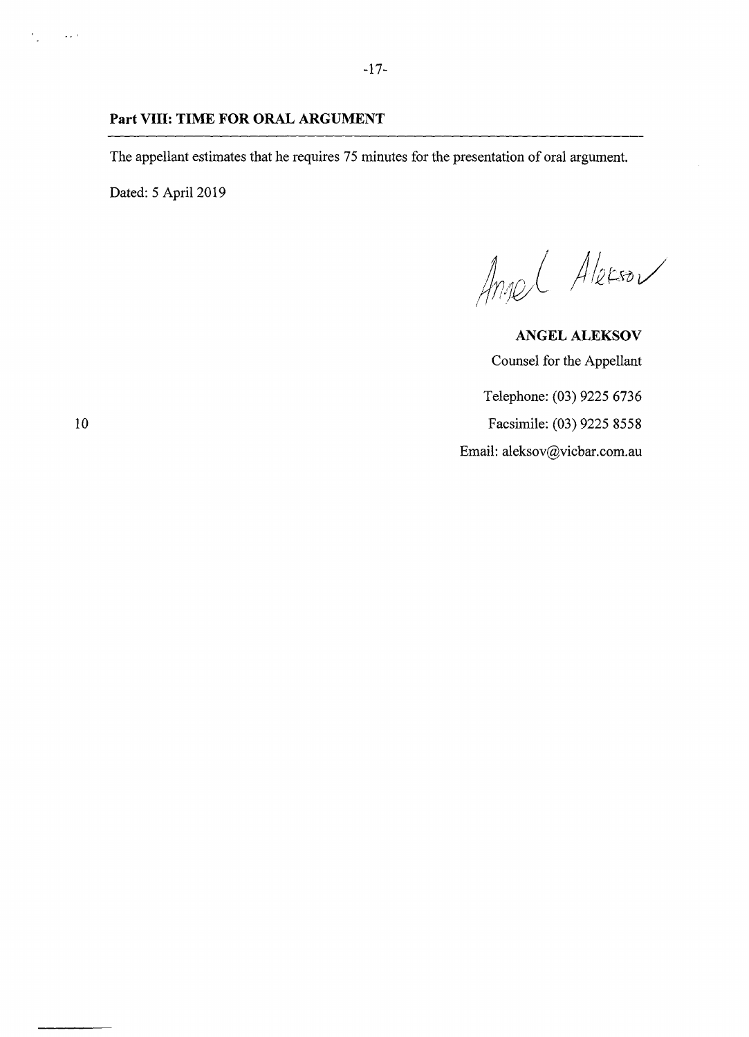## Part VIII: TIME FOR ORAL ARGUMENT

The appellant estimates that he requires 75 minutes for the presentation of oral argument.

Dated: 5 April 2019

Angel Aleksov

**ANGEL ALEKSOV**

Counsel for the Appellant

Telephone: (03) 9225 6736

Facsimile: (03) 9225 8558

Email: aleksov@vicbar.com.au